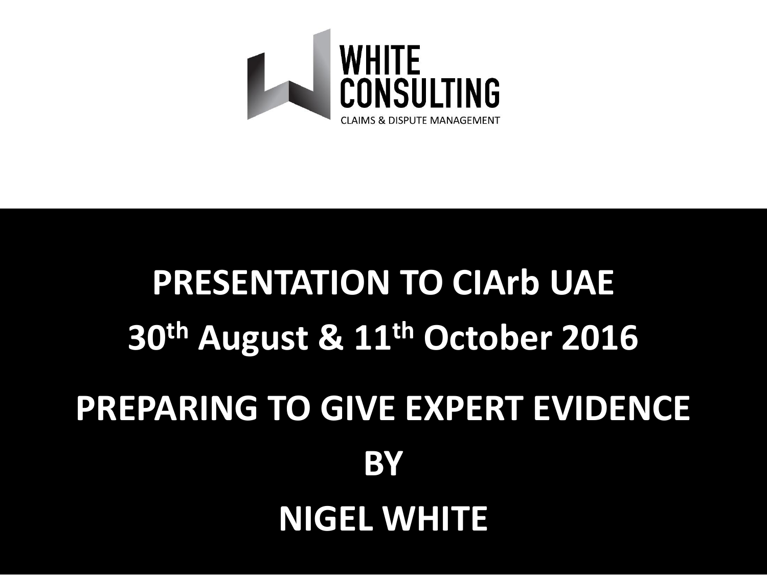WHITE CONSULTING

CLAIMS & DISPUTE MANAGEMENT

# PRESENTATION TO CIArb UAE

## 30th August & 11th October 2016

# PREPARING TO GIVE EXPERT EVIDENCE

## BY

## NIGEL WHITE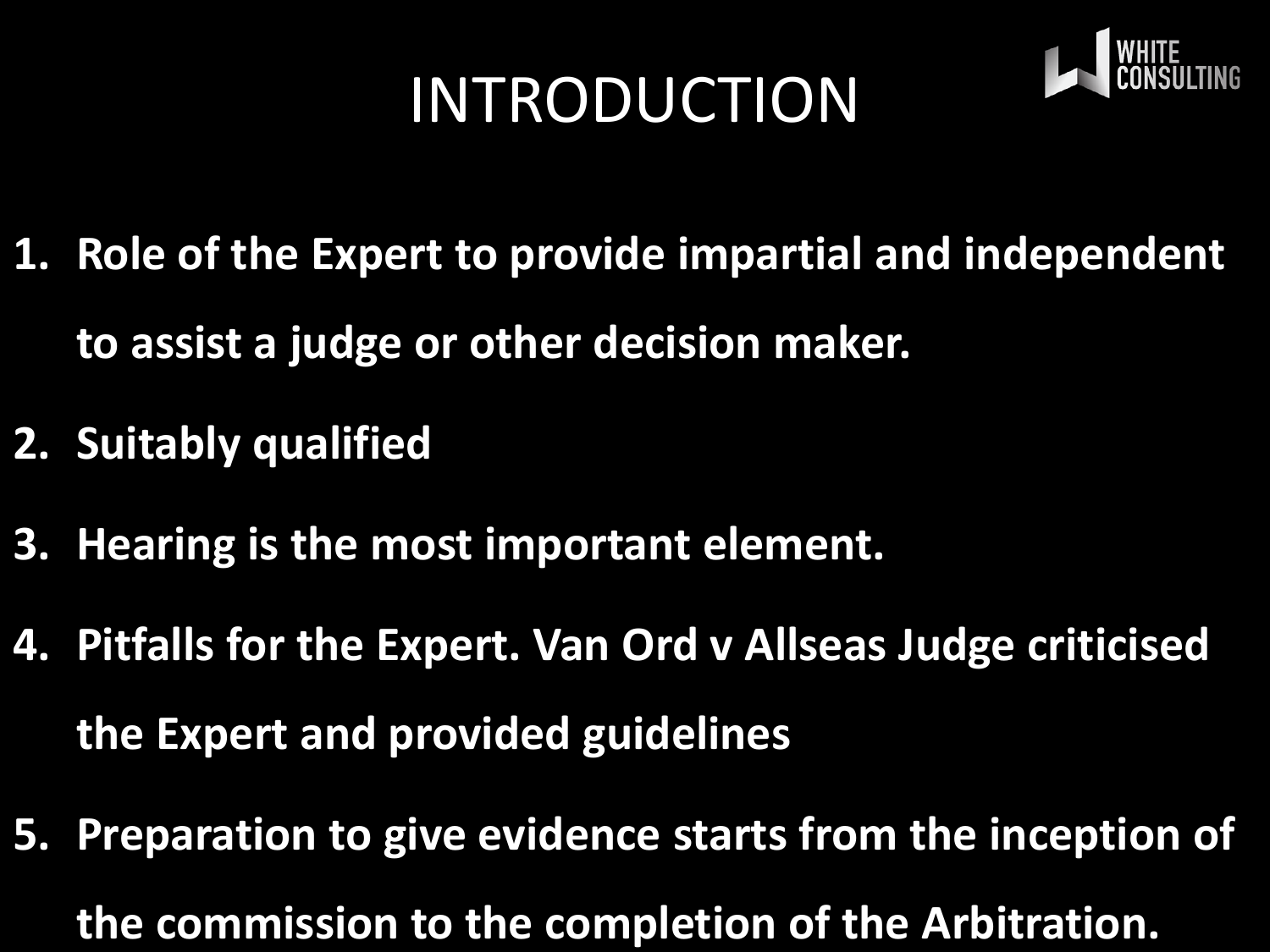# INTRODUCTION

1. **Role of the Expert to provide impartial and independent to assist a judge or other decision maker.**
2. **Suitably qualified**
3. **Hearing is the most important element.**
4. **Pitfalls for the Expert. Van Ord v Allseas Judge criticised the Expert and provided guidelines**
5. **Preparation to give evidence starts from the inception of the commission to the completion of the Arbitration.**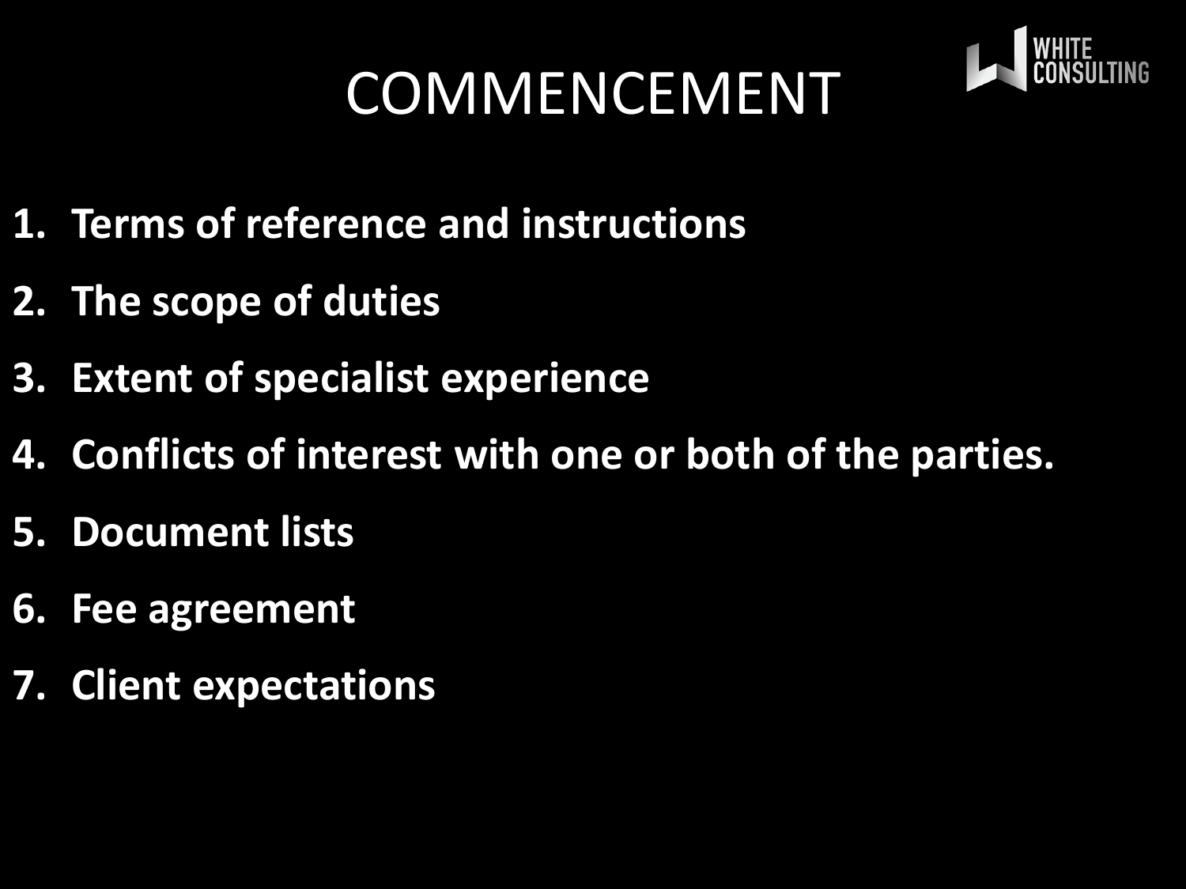# COMMENCEMENT

1. **Terms of reference and instructions**
2. **The scope of duties**
3. **Extent of specialist experience**
4. **Conflicts of interest with one or both of the parties.**
5. **Document lists**
6. **Fee agreement**
7. **Client expectations**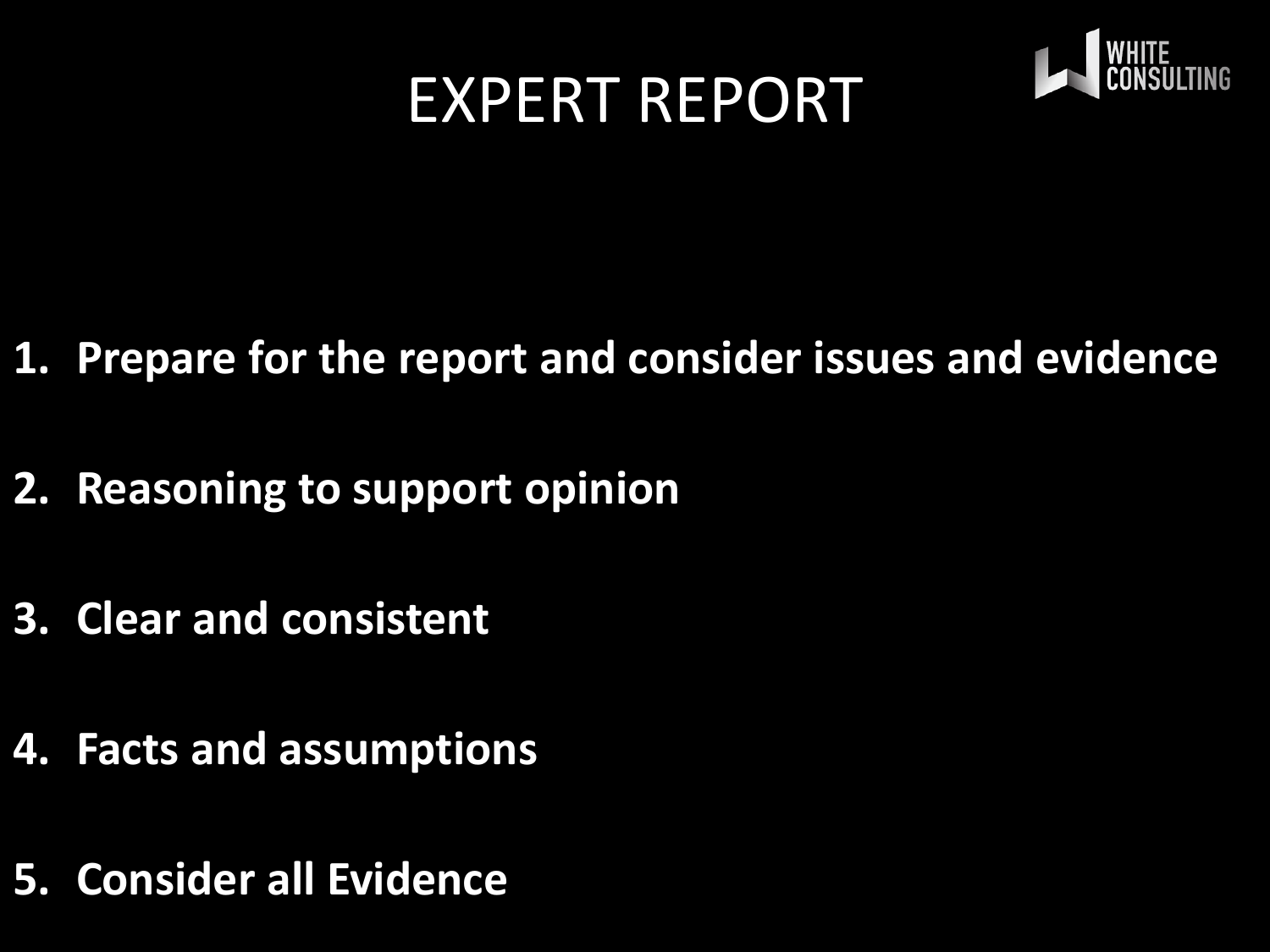# EXPERT REPORT

WHITE CONSULTING

1. **Prepare for the report and consider issues and evidence**
2. **Reasoning to support opinion**
3. **Clear and consistent**
4. **Facts and assumptions**
5. **Consider all Evidence**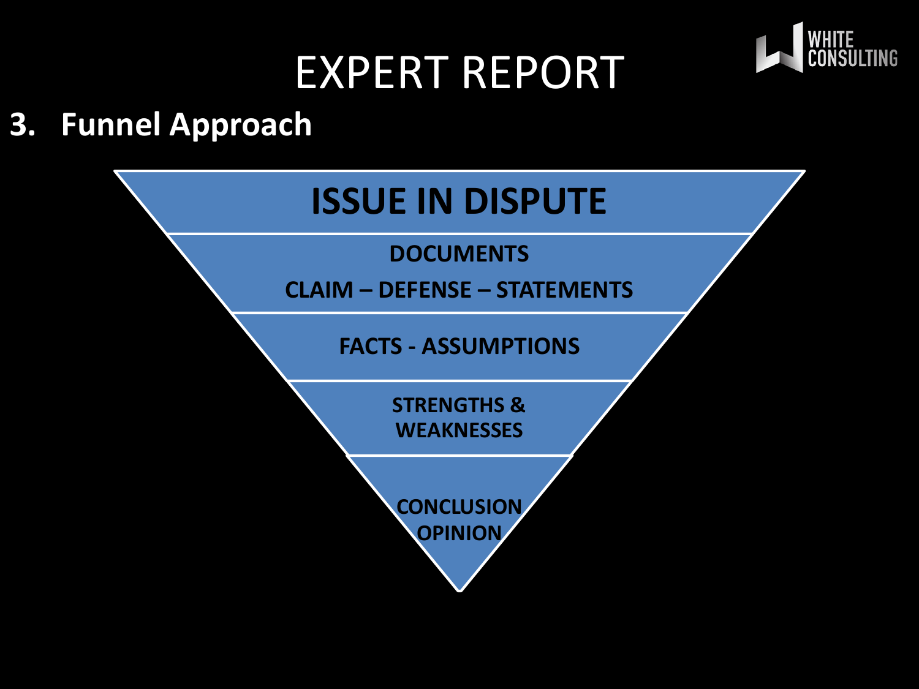# EXPERT REPORT

## 3. Funnel Approach

- ISSUE IN DISPUTE
- DOCUMENTS
  CLAIM – DEFENSE – STATEMENTS
- FACTS - ASSUMPTIONS
- STRENGTHS & WEAKNESSES
- CONCLUSION OPINION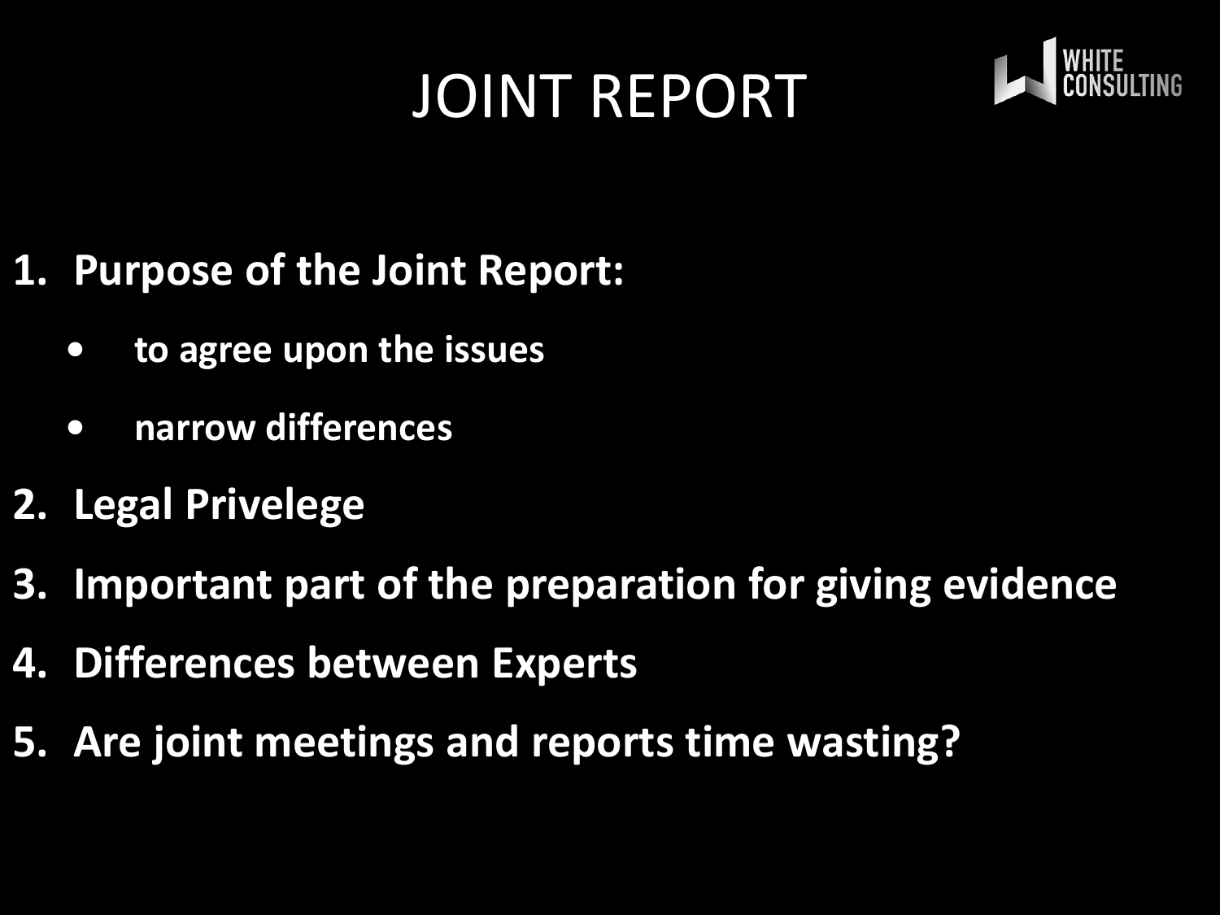# JOINT REPORT

WHITE CONSULTING

1. **Purpose of the Joint Report:**
    - **to agree upon the issues**
    - **narrow differences**
2. **Legal Privelege**
3. **Important part of the preparation for giving evidence**
4. **Differences between Experts**
5. **Are joint meetings and reports time wasting?**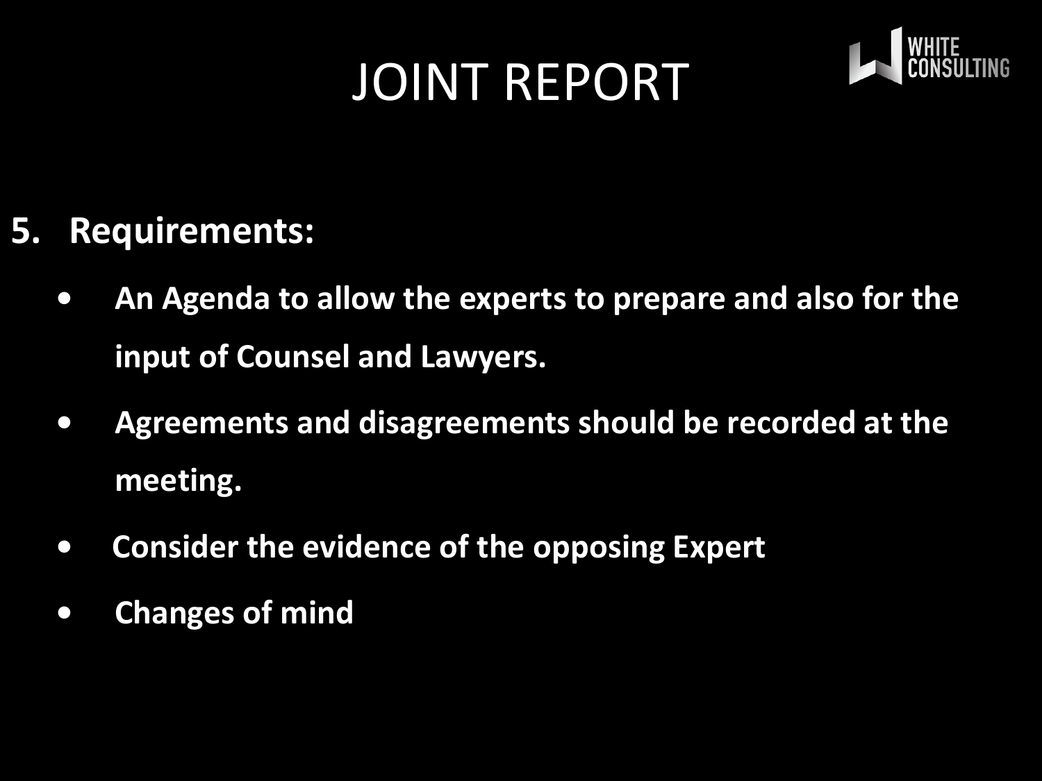# JOINT REPORT

## 5. Requirements:

- **An Agenda to allow the experts to prepare and also for the input of Counsel and Lawyers.**
- **Agreements and disagreements should be recorded at the meeting.**
- **Consider the evidence of the opposing Expert**
- **Changes of mind**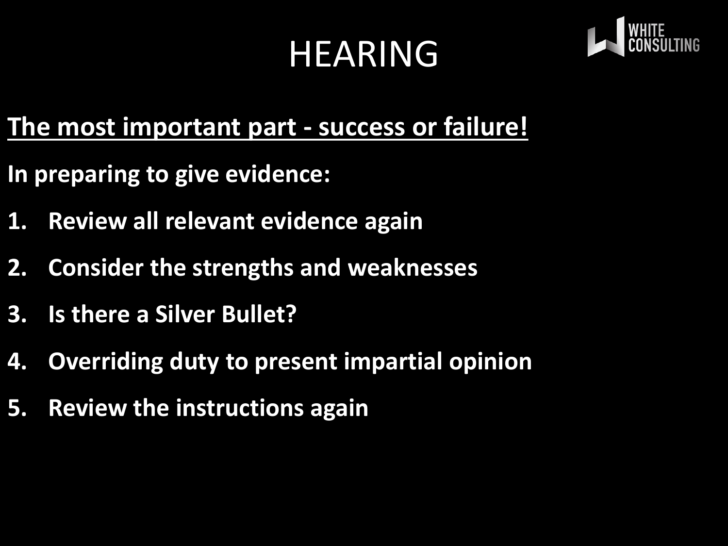# HEARING

**The most important part - success or failure!**

**In preparing to give evidence:**

1. **Review all relevant evidence again**
2. **Consider the strengths and weaknesses**
3. **Is there a Silver Bullet?**
4. **Overriding duty to present impartial opinion**
5. **Review the instructions again**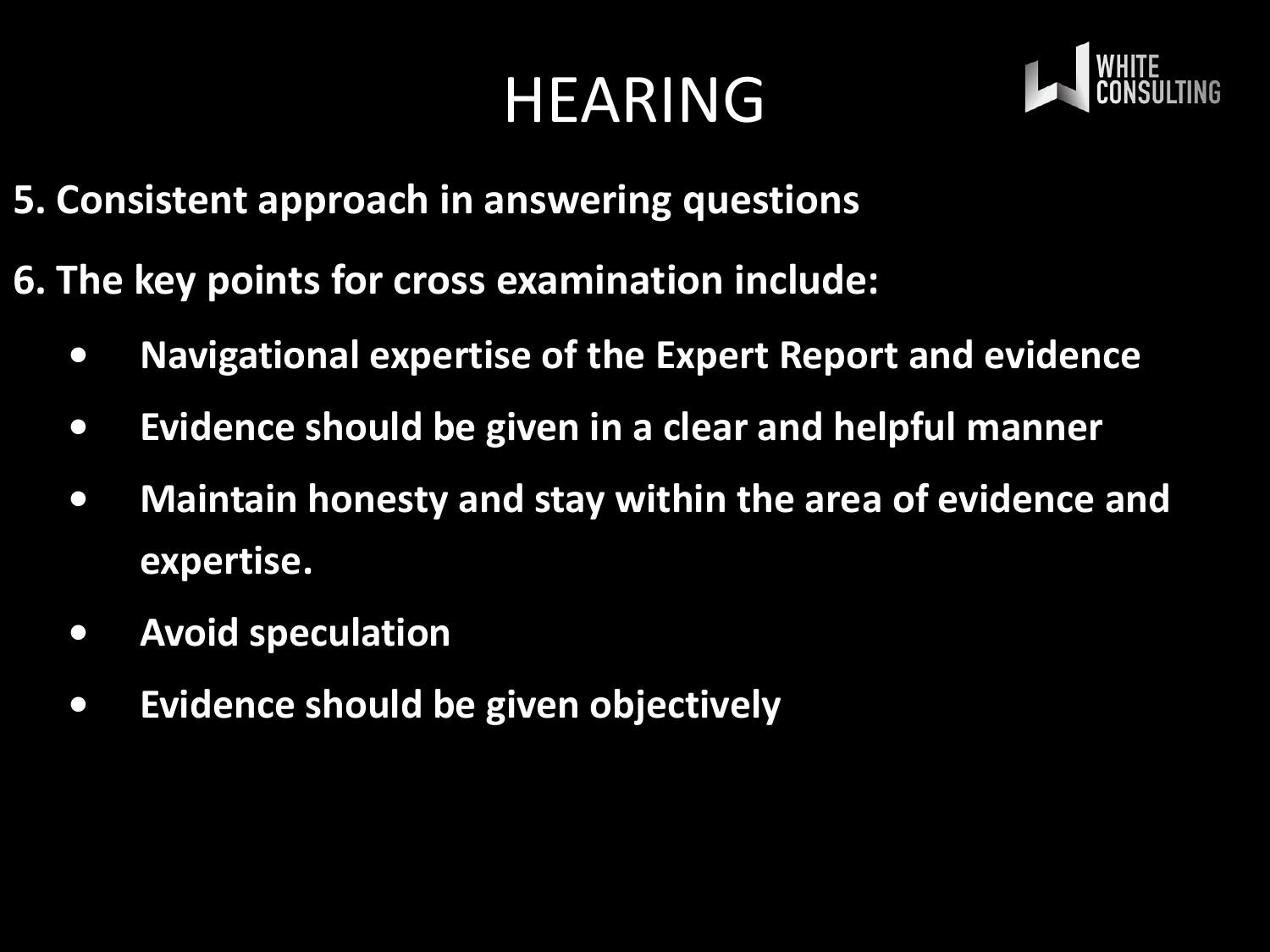# HEARING

**5. Consistent approach in answering questions**

**6. The key points for cross examination include:**

- **Navigational expertise of the Expert Report and evidence**
- **Evidence should be given in a clear and helpful manner**
- **Maintain honesty and stay within the area of evidence and expertise.**
- **Avoid speculation**
- **Evidence should be given objectively**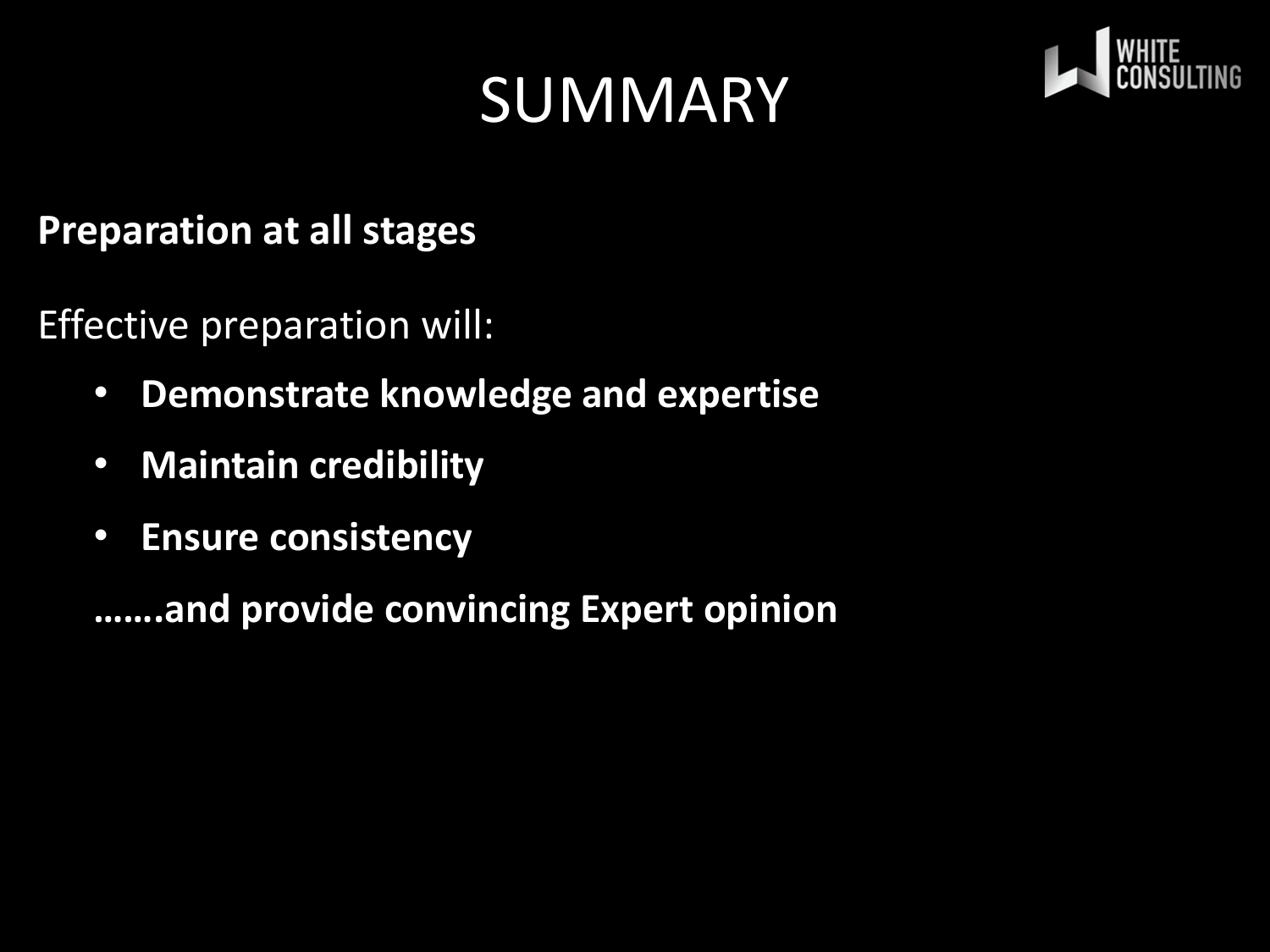# SUMMARY

**Preparation at all stages**

Effective preparation will:

- **Demonstrate knowledge and expertise**
- **Maintain credibility**
- **Ensure consistency**

**…….and provide convincing Expert opinion**